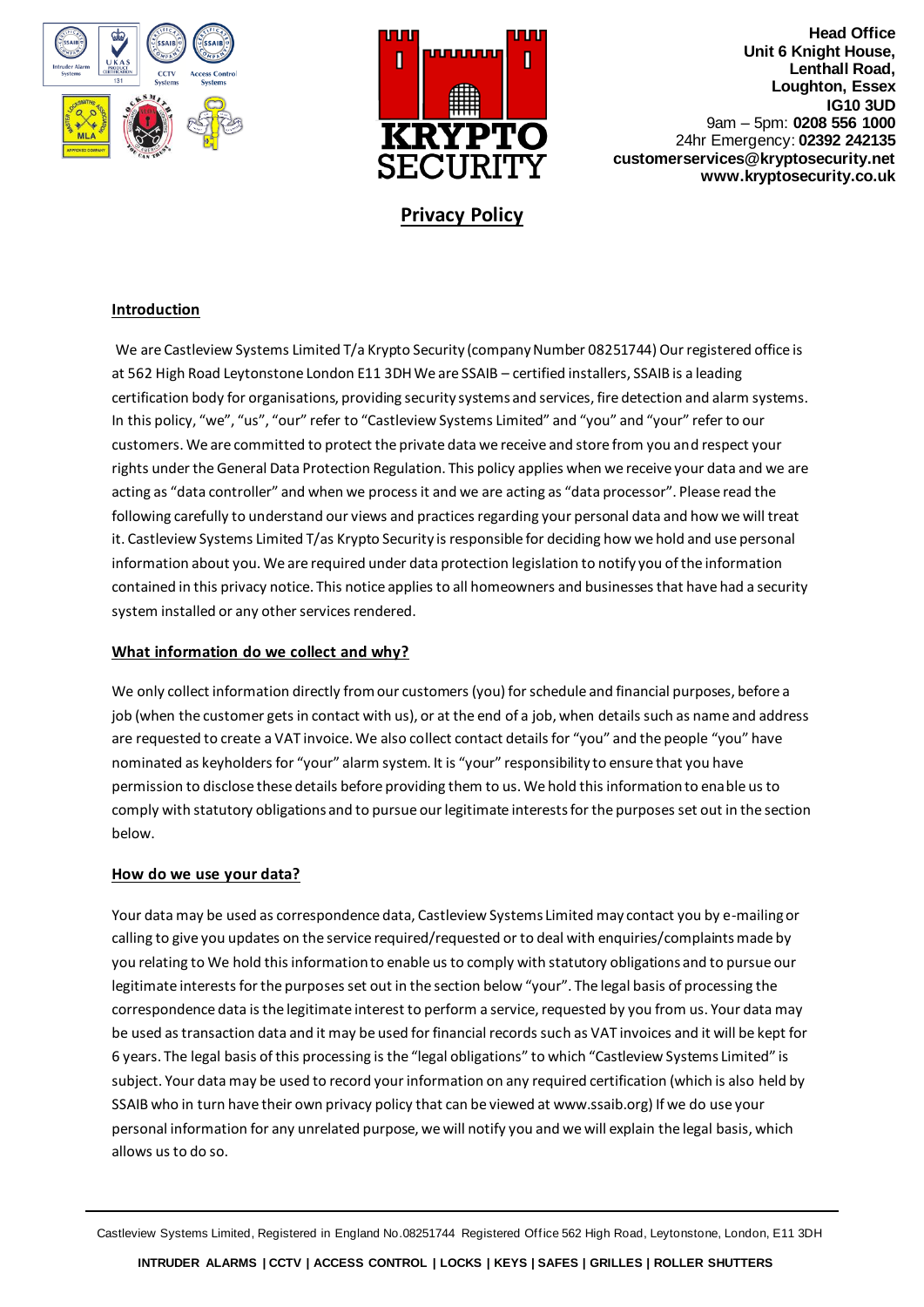**Head Office**
**Unit 6 Knight House,**
**Lenthall Road,**
**Loughton, Essex**
**IG10 3UD**
9am – 5pm: **0208 556 1000**
24hr Emergency: **02392 242135**
**customerservices@kryptosecurity.net**
**www.kryptosecurity.co.uk**

# Privacy Policy

## Introduction

We are Castleview Systems Limited T/a Krypto Security (company Number 08251744) Our registered office is at 562 High Road Leytonstone London E11 3DH We are SSAIB – certified installers, SSAIB is a leading certification body for organisations, providing security systems and services, fire detection and alarm systems. In this policy, "we", "us", "our" refer to "Castleview Systems Limited" and "you" and "your" refer to our customers. We are committed to protect the private data we receive and store from you and respect your rights under the General Data Protection Regulation. This policy applies when we receive your data and we are acting as "data controller" and when we process it and we are acting as "data processor". Please read the following carefully to understand our views and practices regarding your personal data and how we will treat it. Castleview Systems Limited T/as Krypto Security is responsible for deciding how we hold and use personal information about you. We are required under data protection legislation to notify you of the information contained in this privacy notice. This notice applies to all homeowners and businesses that have had a security system installed or any other services rendered.

## What information do we collect and why?

We only collect information directly from our customers (you) for schedule and financial purposes, before a job (when the customer gets in contact with us), or at the end of a job, when details such as name and address are requested to create a VAT invoice. We also collect contact details for "you" and the people "you" have nominated as keyholders for "your" alarm system. It is "your" responsibility to ensure that you have permission to disclose these details before providing them to us. We hold this information to enable us to comply with statutory obligations and to pursue our legitimate interests for the purposes set out in the section below.

## How do we use your data?

Your data may be used as correspondence data, Castleview Systems Limited may contact you by e-mailing or calling to give you updates on the service required/requested or to deal with enquiries/complaints made by you relating to We hold this information to enable us to comply with statutory obligations and to pursue our legitimate interests for the purposes set out in the section below "your". The legal basis of processing the correspondence data is the legitimate interest to perform a service, requested by you from us. Your data may be used as transaction data and it may be used for financial records such as VAT invoices and it will be kept for 6 years. The legal basis of this processing is the "legal obligations" to which "Castleview Systems Limited" is subject. Your data may be used to record your information on any required certification (which is also held by SSAIB who in turn have their own privacy policy that can be viewed at www.ssaib.org) If we do use your personal information for any unrelated purpose, we will notify you and we will explain the legal basis, which allows us to do so.

Castleview Systems Limited, Registered in England No.08251744 Registered Office 562 High Road, Leytonstone, London, E11 3DH

**INTRUDER ALARMS | CCTV | ACCESS CONTROL | LOCKS | KEYS | SAFES | GRILLES | ROLLER SHUTTERS**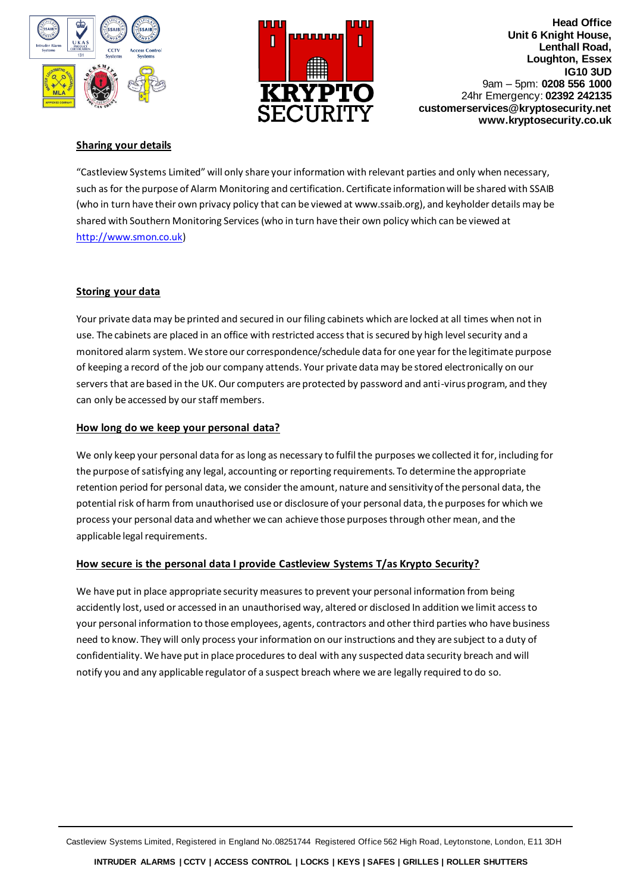## Sharing your details

"Castleview Systems Limited" will only share your information with relevant parties and only when necessary, such as for the purpose of Alarm Monitoring and certification. Certificate information will be shared with SSAIB (who in turn have their own privacy policy that can be viewed at www.ssaib.org), and keyholder details may be shared with Southern Monitoring Services (who in turn have their own policy which can be viewed at http://www.smon.co.uk)

## Storing your data

Your private data may be printed and secured in our filing cabinets which are locked at all times when not in use. The cabinets are placed in an office with restricted access that is secured by high level security and a monitored alarm system. We store our correspondence/schedule data for one year for the legitimate purpose of keeping a record of the job our company attends. Your private data may be stored electronically on our servers that are based in the UK. Our computers are protected by password and anti-virus program, and they can only be accessed by our staff members.

## How long do we keep your personal data?

We only keep your personal data for as long as necessary to fulfil the purposes we collected it for, including for the purpose of satisfying any legal, accounting or reporting requirements. To determine the appropriate retention period for personal data, we consider the amount, nature and sensitivity of the personal data, the potential risk of harm from unauthorised use or disclosure of your personal data, the purposes for which we process your personal data and whether we can achieve those purposes through other mean, and the applicable legal requirements.

## How secure is the personal data I provide Castleview Systems T/as Krypto Security?

We have put in place appropriate security measures to prevent your personal information from being accidently lost, used or accessed in an unauthorised way, altered or disclosed In addition we limit access to your personal information to those employees, agents, contractors and other third parties who have business need to know. They will only process your information on our instructions and they are subject to a duty of confidentiality. We have put in place procedures to deal with any suspected data security breach and will notify you and any applicable regulator of a suspect breach where we are legally required to do so.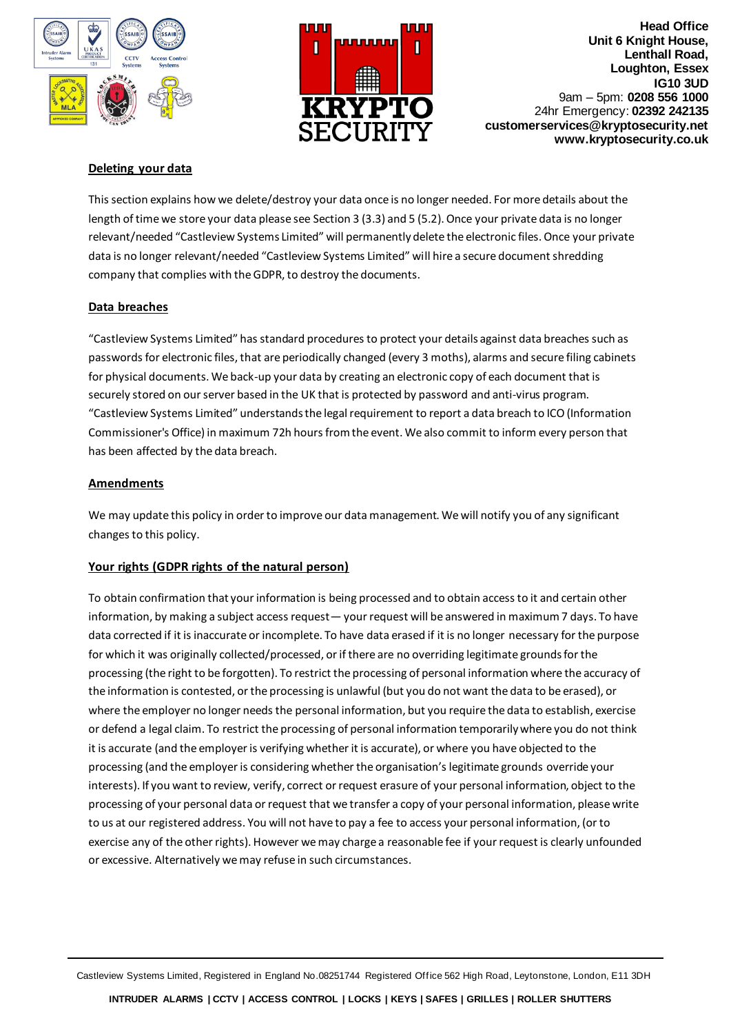## Deleting your data

This section explains how we delete/destroy your data once is no longer needed. For more details about the length of time we store your data please see Section 3 (3.3) and 5 (5.2). Once your private data is no longer relevant/needed "Castleview Systems Limited" will permanently delete the electronic files. Once your private data is no longer relevant/needed "Castleview Systems Limited" will hire a secure document shredding company that complies with the GDPR, to destroy the documents.

## Data breaches

"Castleview Systems Limited" has standard procedures to protect your details against data breaches such as passwords for electronic files, that are periodically changed (every 3 moths), alarms and secure filing cabinets for physical documents. We back-up your data by creating an electronic copy of each document that is securely stored on our server based in the UK that is protected by password and anti-virus program. "Castleview Systems Limited" understands the legal requirement to report a data breach to ICO (Information Commissioner's Office) in maximum 72h hours from the event. We also commit to inform every person that has been affected by the data breach.

## Amendments

We may update this policy in order to improve our data management. We will notify you of any significant changes to this policy.

## Your rights (GDPR rights of the natural person)

To obtain confirmation that your information is being processed and to obtain access to it and certain other information, by making a subject access request— your request will be answered in maximum 7 days. To have data corrected if it is inaccurate or incomplete. To have data erased if it is no longer necessary for the purpose for which it was originally collected/processed, or if there are no overriding legitimate grounds for the processing (the right to be forgotten). To restrict the processing of personal information where the accuracy of the information is contested, or the processing is unlawful (but you do not want the data to be erased), or where the employer no longer needs the personal information, but you require the data to establish, exercise or defend a legal claim. To restrict the processing of personal information temporarily where you do not think it is accurate (and the employer is verifying whether it is accurate), or where you have objected to the processing (and the employer is considering whether the organisation's legitimate grounds override your interests). If you want to review, verify, correct or request erasure of your personal information, object to the processing of your personal data or request that we transfer a copy of your personal information, please write to us at our registered address. You will not have to pay a fee to access your personal information, (or to exercise any of the other rights). However we may charge a reasonable fee if your request is clearly unfounded or excessive. Alternatively we may refuse in such circumstances.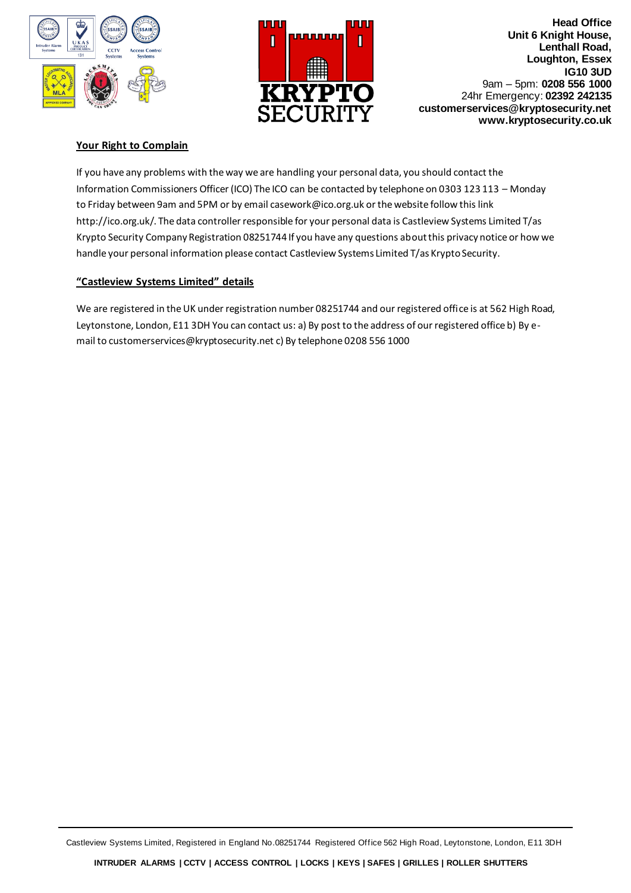## Your Right to Complain

If you have any problems with the way we are handling your personal data, you should contact the Information Commissioners Officer (ICO) The ICO can be contacted by telephone on 0303 123 113 – Monday to Friday between 9am and 5PM or by email casework@ico.org.uk or the website follow this link http://ico.org.uk/. The data controller responsible for your personal data is Castleview Systems Limited T/as Krypto Security Company Registration 08251744 If you have any questions about this privacy notice or how we handle your personal information please contact Castleview Systems Limited T/as Krypto Security.

## "Castleview Systems Limited" details

We are registered in the UK under registration number 08251744 and our registered office is at 562 High Road, Leytonstone, London, E11 3DH You can contact us: a) By post to the address of our registered office b) By e-mail to customerservices@kryptosecurity.net c) By telephone 0208 556 1000